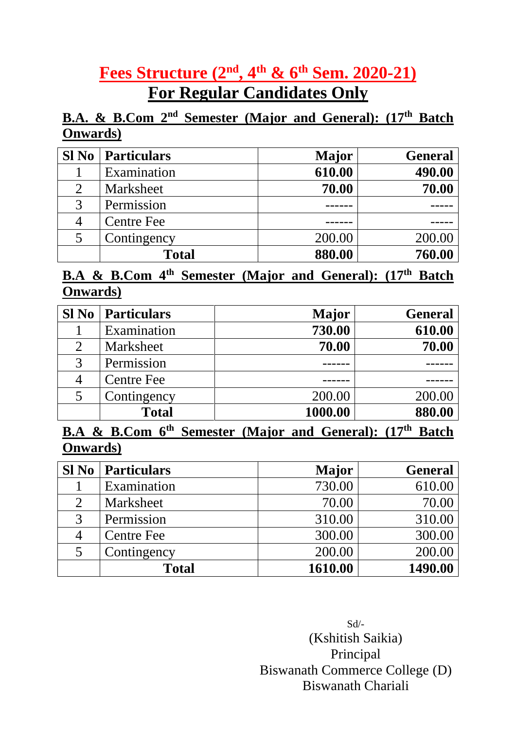# Fees Structure (2nd, 4th & 6th Sem. 2020-21)

## For Regular Candidates Only

**B.A. & B.Com 2nd Semester (Major and General): (17th Batch Onwards)**

| Sl No | Particulars | Major | General |
|---|---|---|---|
| 1 | Examination | **610.00** | **490.00** |
| 2 | Marksheet | **70.00** | **70.00** |
| 3 | Permission | ------ | ----- |
| 4 | Centre Fee | ------ | ----- |
| 5 | Contingency | 200.00 | 200.00 |
| | **Total** | **880.00** | **760.00** |

**B.A & B.Com 4th Semester (Major and General): (17th Batch Onwards)**

| Sl No | Particulars | Major | General |
|---|---|---|---|
| 1 | Examination | **730.00** | **610.00** |
| 2 | Marksheet | **70.00** | **70.00** |
| 3 | Permission | ------ | ------ |
| 4 | Centre Fee | ------ | ------ |
| 5 | Contingency | 200.00 | 200.00 |
| | **Total** | **1000.00** | **880.00** |

**B.A & B.Com 6th Semester (Major and General): (17th Batch Onwards)**

| Sl No | Particulars | Major | General |
|---|---|---|---|
| 1 | Examination | 730.00 | 610.00 |
| 2 | Marksheet | 70.00 | 70.00 |
| 3 | Permission | 310.00 | 310.00 |
| 4 | Centre Fee | 300.00 | 300.00 |
| 5 | Contingency | 200.00 | 200.00 |
| | **Total** | **1610.00** | **1490.00** |

Sd/-
(Kshitish Saikia)
Principal
Biswanath Commerce College (D)
Biswanath Chariali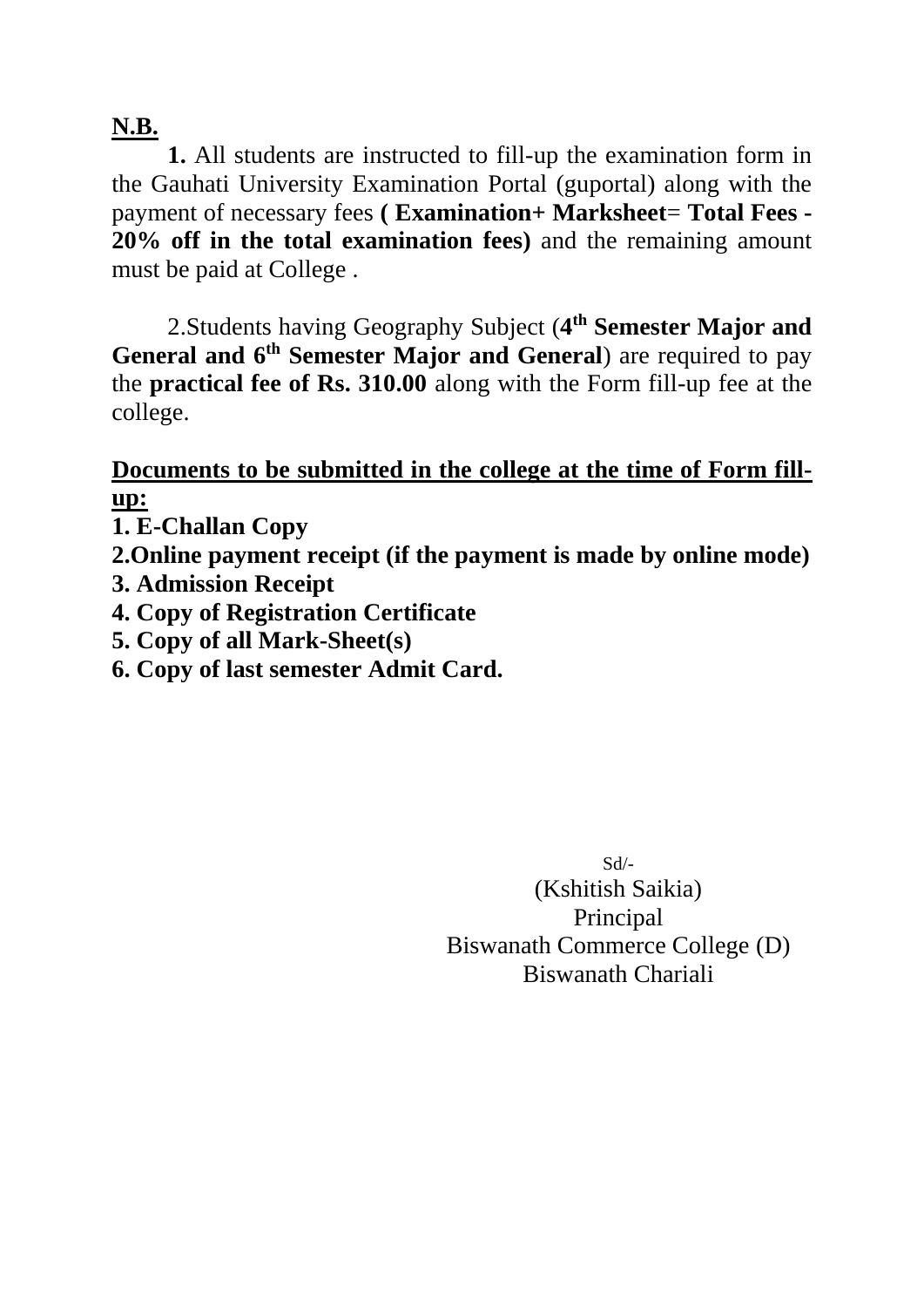**N.B.**

**1.** All students are instructed to fill-up the examination form in the Gauhati University Examination Portal (guportal) along with the payment of necessary fees **( Examination+ Marksheet= Total Fees - 20% off in the total examination fees)** and the remaining amount must be paid at College .

2.Students having Geography Subject (**4th Semester Major and General and 6th Semester Major and General**) are required to pay the **practical fee of Rs. 310.00** along with the Form fill-up fee at the college.

**Documents to be submitted in the college at the time of Form fill-up:**

**1. E-Challan Copy**
**2.Online payment receipt (if the payment is made by online mode)**
**3. Admission Receipt**
**4. Copy of Registration Certificate**
**5. Copy of all Mark-Sheet(s)**
**6. Copy of last semester Admit Card.**

Sd/-
(Kshitish Saikia)
Principal
Biswanath Commerce College (D)
Biswanath Chariali